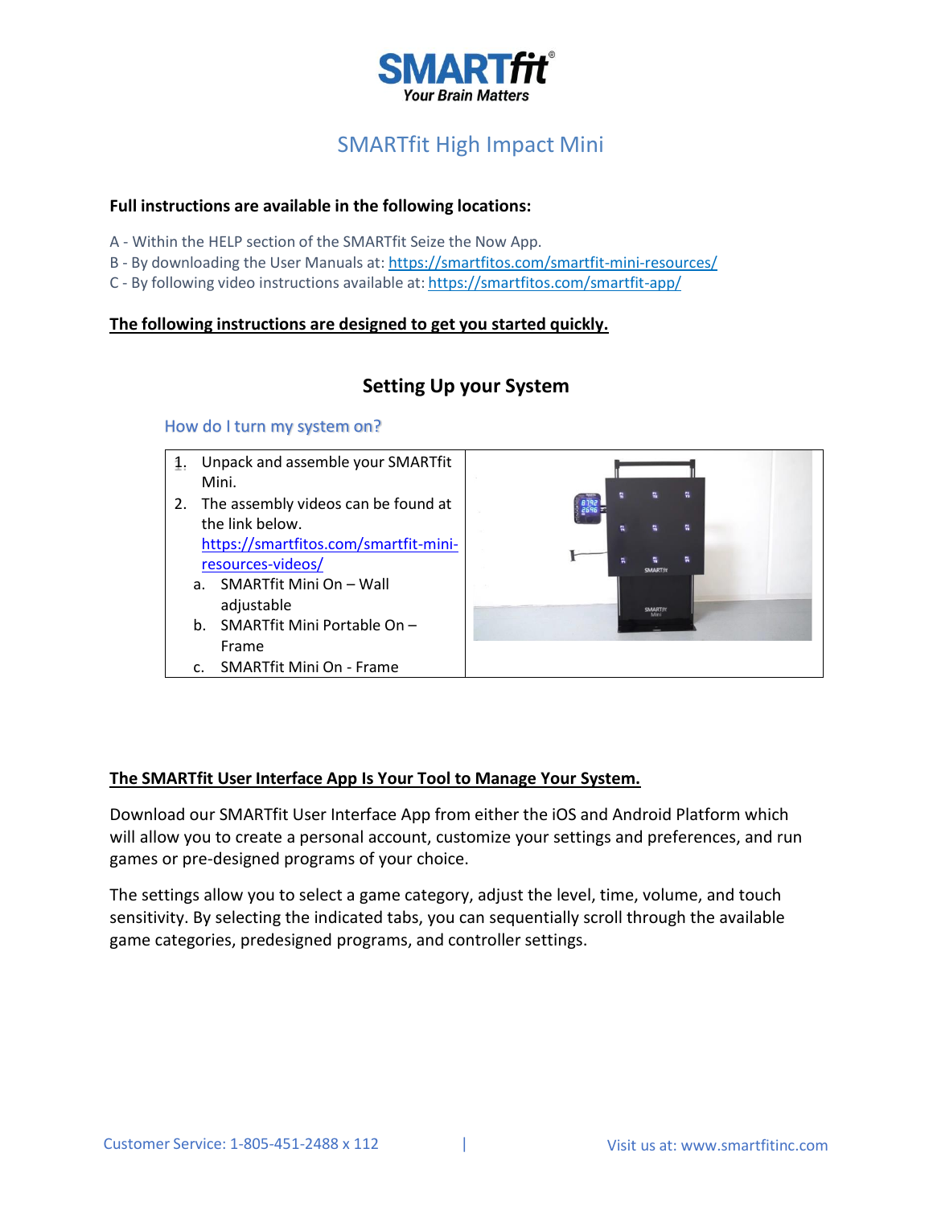# SMARTfit®

*Your Brain Matters*

## SMARTfit High Impact Mini

**Full instructions are available in the following locations:**

A - Within the HELP section of the SMARTfit Seize the Now App.
B - By downloading the User Manuals at: https://smartfitos.com/smartfit-mini-resources/
C - By following video instructions available at: https://smartfitos.com/smartfit-app/

**The following instructions are designed to get you started quickly.**

## Setting Up your System

### How do I turn my system on?

1. Unpack and assemble your SMARTfit Mini.
2. The assembly videos can be found at the link below. https://smartfitos.com/smartfit-mini-resources-videos/
   a. SMARTfit Mini On – Wall adjustable
   b. SMARTfit Mini Portable On – Frame
   c. SMARTfit Mini On - Frame

**The SMARTfit User Interface App Is Your Tool to Manage Your System.**

Download our SMARTfit User Interface App from either the iOS and Android Platform which will allow you to create a personal account, customize your settings and preferences, and run games or pre-designed programs of your choice.

The settings allow you to select a game category, adjust the level, time, volume, and touch sensitivity. By selecting the indicated tabs, you can sequentially scroll through the available game categories, predesigned programs, and controller settings.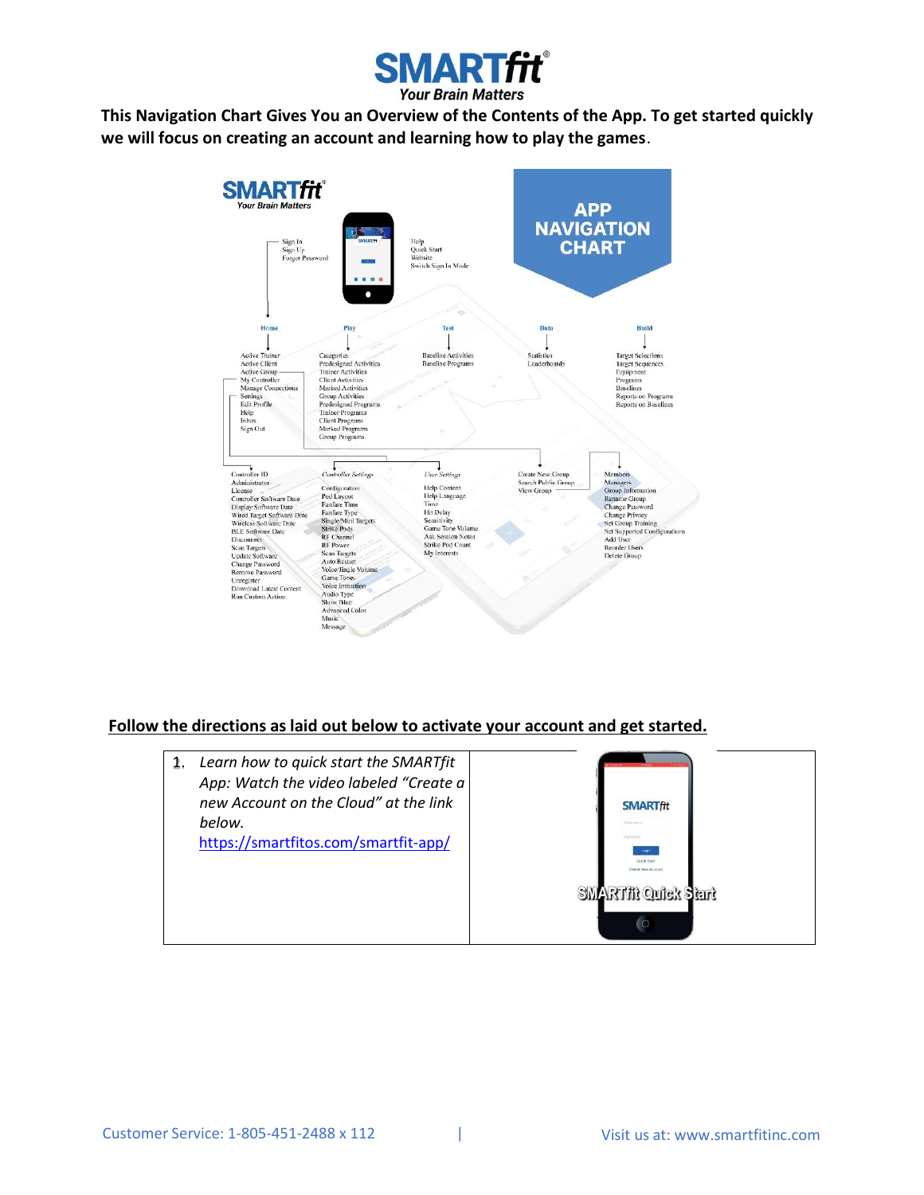**This Navigation Chart Gives You an Overview of the Contents of the App. To get started quickly we will focus on creating an account and learning how to play the games**.

**APP NAVIGATION CHART**

Sign In
Sign Up
Forgot Password

Help
Quick Start
Website
Switch Sign In Mode

**Home**
- Active Trainer
- Active Client
- Active Group
- My Controller
- Manage Connections
- Settings
- Edit Profile
- Help
- Inbox
- Sign Out

**Play**
- Categories
- Predesigned Activities
- Trainer Activities
- Client Activities
- Marked Activities
- Group Activities
- Predesigned Programs
- Trainer Programs
- Client Programs
- Marked Programs
- Group Programs

**Test**
- Baseline Activities
- Baseline Programs

**Data**
- Statistics
- Leaderboards

**Build**
- Target Selections
- Target Sequences
- Equipment
- Programs
- Baselines
- Reports on Programs
- Reports on Baselines

Controller ID
Administrator
License
Controller Software Date
Display Software Date
Wired Target Software Date
Wireless Software Date
BLE Software Date
Disconnect
Scan Targets
Update Software
Change Password
Remove Password
Unregister
Download Latest Content
Run Custom Action

*Controller Settings*
- Configuration
- Pod Layout
- Fanfare Time
- Fanfare Type
- Single/Mini Targets
- Strike Pods
- RF Channel
- RF Power
- Scan Targets
- Auto Restart
- Voice/Jingle Volume
- Game Tones
- Voice Instruction
- Audio Type
- Show Blue
- Advanced Color
- Music
- Message

*User Settings*
- Help Content
- Help Language
- Time
- Hit Delay
- Sensitivity
- Game Tone Volume
- Ask Session Notes
- Strike Pod Count
- My Interests

Create New Group
Search Public Group
View Group

Members
Managers
Group Information
Rename Group
Change Password
Change Privacy
Set Group Training
Set Supported Configurations
Add User
Reorder Users
Delete Group

**<u>Follow the directions as laid out below to activate your account and get started.</u>**

| | |
|---|---|
| 1. *Learn how to quick start the SMARTfit App: Watch the video labeled "Create a new Account on the Cloud" at the link below.* https://smartfitos.com/smartfit-app/ | SMARTfit Quick Start |

Customer Service: 1-805-451-2488 x 112 | Visit us at: www.smartfitinc.com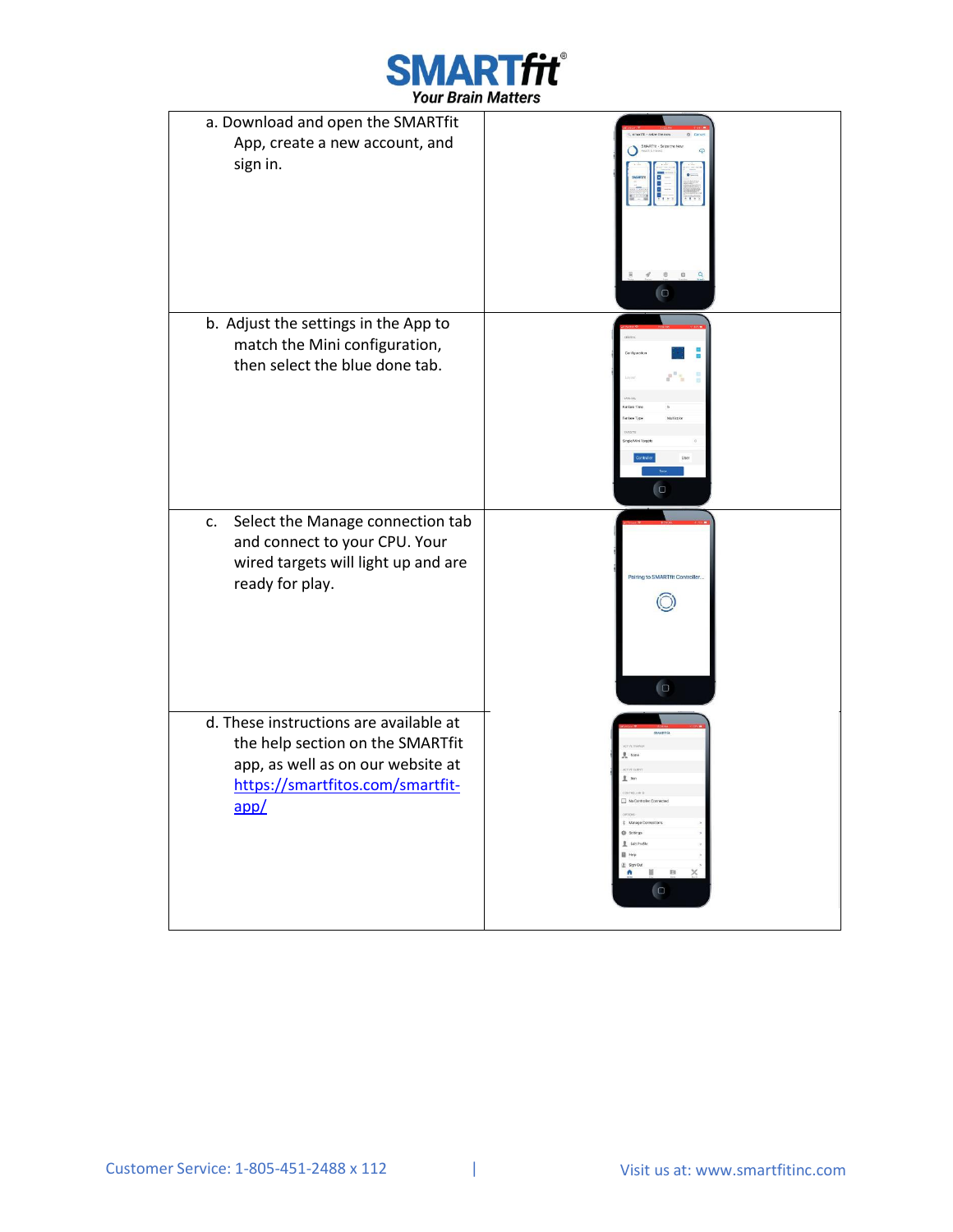| | |
|---|---|
| a. Download and open the SMARTfit App, create a new account, and sign in. | |
| b. Adjust the settings in the App to match the Mini configuration, then select the blue done tab. | |
| c. Select the Manage connection tab and connect to your CPU. Your wired targets will light up and are ready for play. | |
| d. These instructions are available at the help section on the SMARTfit app, as well as on our website at [https://smartfitos.com/smartfit-app/](https://smartfitos.com/smartfit-app/) | |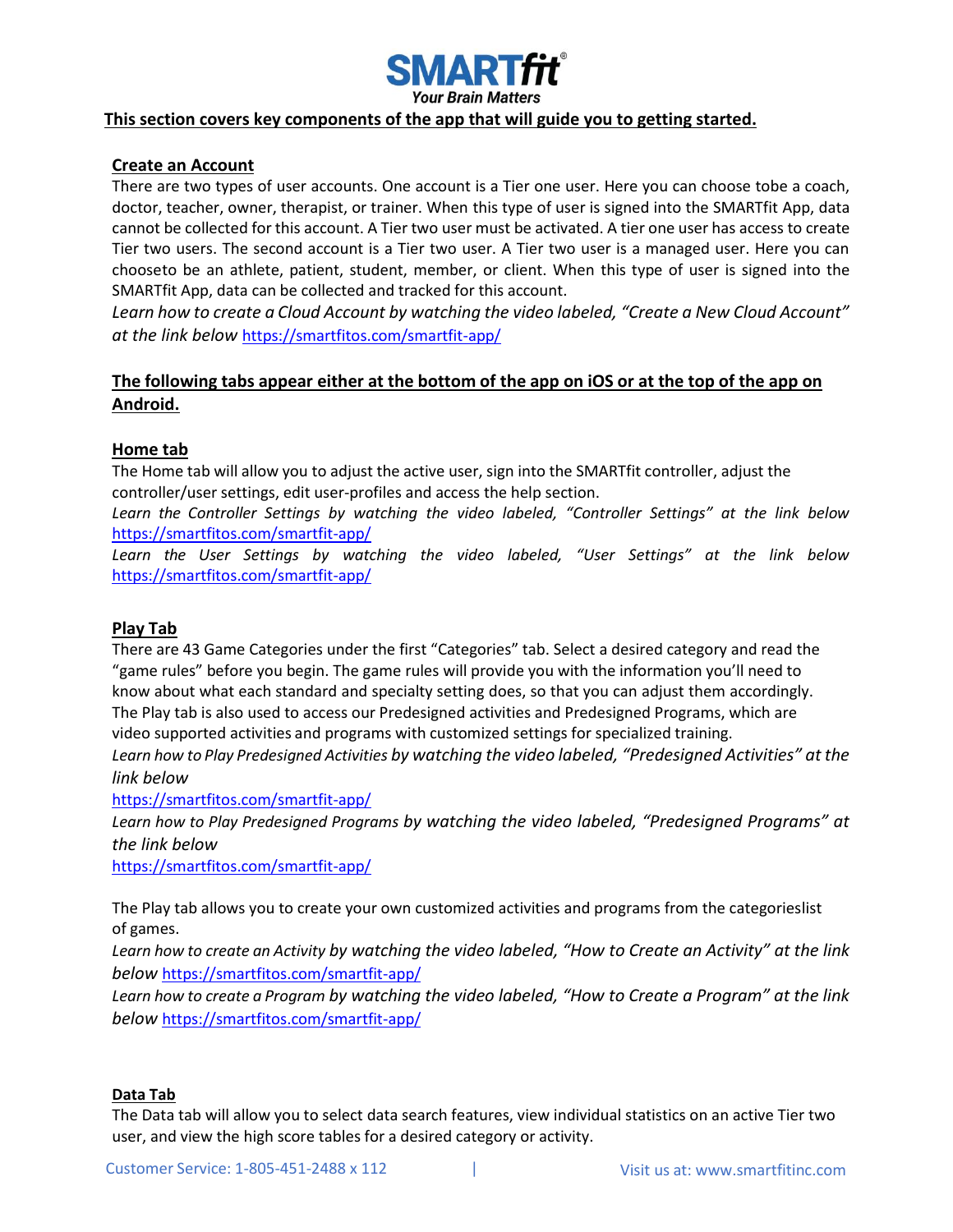**SMARTfit®**
*Your Brain Matters*

**This section covers key components of the app that will guide you to getting started.**

## Create an Account

There are two types of user accounts. One account is a Tier one user. Here you can choose tobe a coach, doctor, teacher, owner, therapist, or trainer. When this type of user is signed into the SMARTfit App, data cannot be collected for this account. A Tier two user must be activated. A tier one user has access to create Tier two users. The second account is a Tier two user. A Tier two user is a managed user. Here you can chooseto be an athlete, patient, student, member, or client. When this type of user is signed into the SMARTfit App, data can be collected and tracked for this account.

*Learn how to create a Cloud Account by watching the video labeled, "Create a New Cloud Account" at the link below* https://smartfitos.com/smartfit-app/

## The following tabs appear either at the bottom of the app on iOS or at the top of the app on Android.

### Home tab

The Home tab will allow you to adjust the active user, sign into the SMARTfit controller, adjust the controller/user settings, edit user-profiles and access the help section.

*Learn the Controller Settings by watching the video labeled, "Controller Settings" at the link below* https://smartfitos.com/smartfit-app/

*Learn the User Settings by watching the video labeled, "User Settings" at the link below* https://smartfitos.com/smartfit-app/

### Play Tab

There are 43 Game Categories under the first "Categories" tab. Select a desired category and read the "game rules" before you begin. The game rules will provide you with the information you'll need to know about what each standard and specialty setting does, so that you can adjust them accordingly. The Play tab is also used to access our Predesigned activities and Predesigned Programs, which are video supported activities and programs with customized settings for specialized training.

*Learn how to Play Predesigned Activities by watching the video labeled, "Predesigned Activities" at the link below*
https://smartfitos.com/smartfit-app/

*Learn how to Play Predesigned Programs by watching the video labeled, "Predesigned Programs" at the link below*
https://smartfitos.com/smartfit-app/

The Play tab allows you to create your own customized activities and programs from the categorieslist of games.

*Learn how to create an Activity by watching the video labeled, "How to Create an Activity" at the link below* https://smartfitos.com/smartfit-app/

*Learn how to create a Program by watching the video labeled, "How to Create a Program" at the link below* https://smartfitos.com/smartfit-app/

### Data Tab

The Data tab will allow you to select data search features, view individual statistics on an active Tier two user, and view the high score tables for a desired category or activity.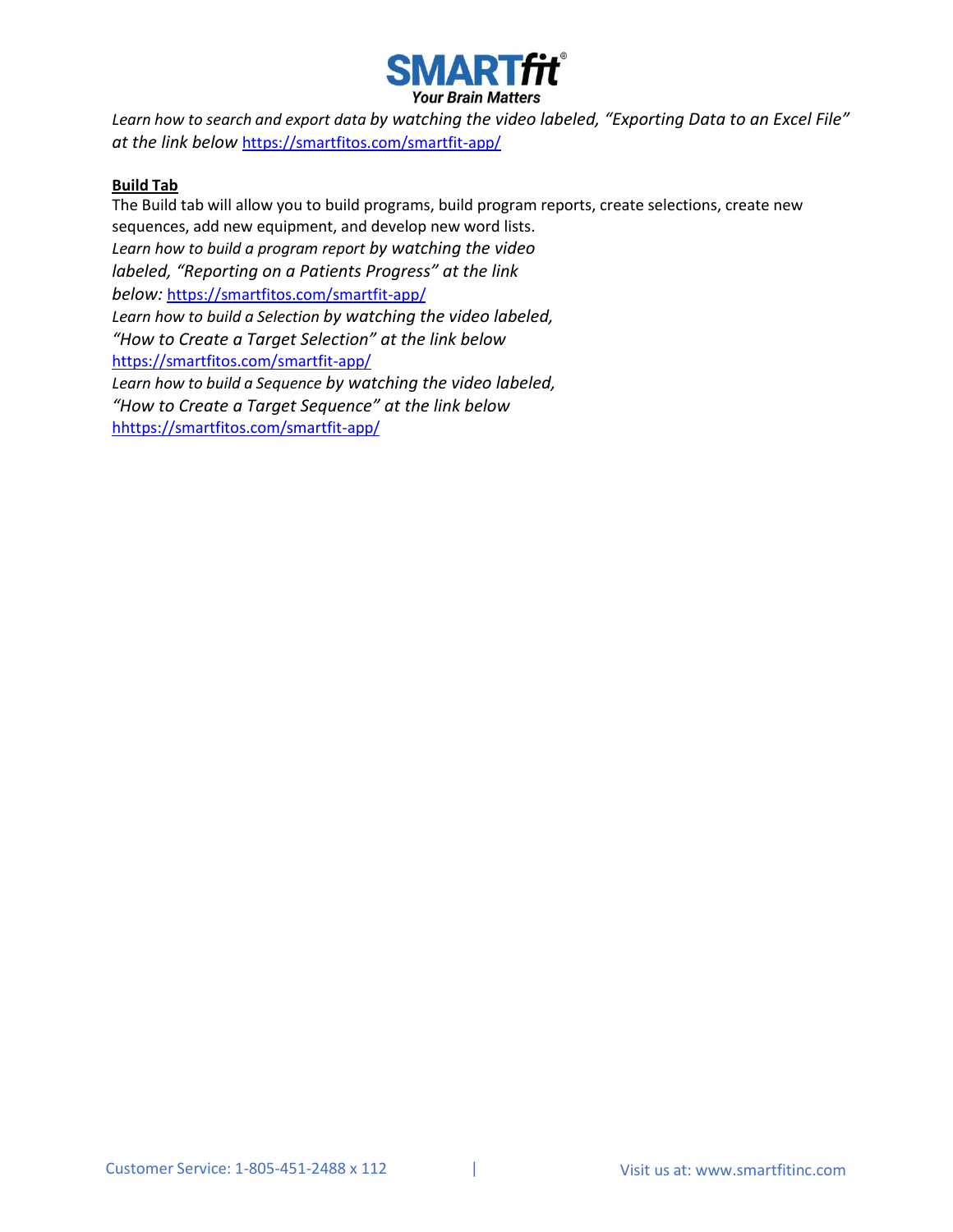*Learn how to search and export data by watching the video labeled, "Exporting Data to an Excel File" at the link below* https://smartfitos.com/smartfit-app/

**Build Tab**

The Build tab will allow you to build programs, build program reports, create selections, create new sequences, add new equipment, and develop new word lists.

*Learn how to build a program report by watching the video labeled, "Reporting on a Patients Progress" at the link below:* https://smartfitos.com/smartfit-app/

*Learn how to build a Selection by watching the video labeled, "How to Create a Target Selection" at the link below* https://smartfitos.com/smartfit-app/

*Learn how to build a Sequence by watching the video labeled, "How to Create a Target Sequence" at the link below* hhttps://smartfitos.com/smartfit-app/